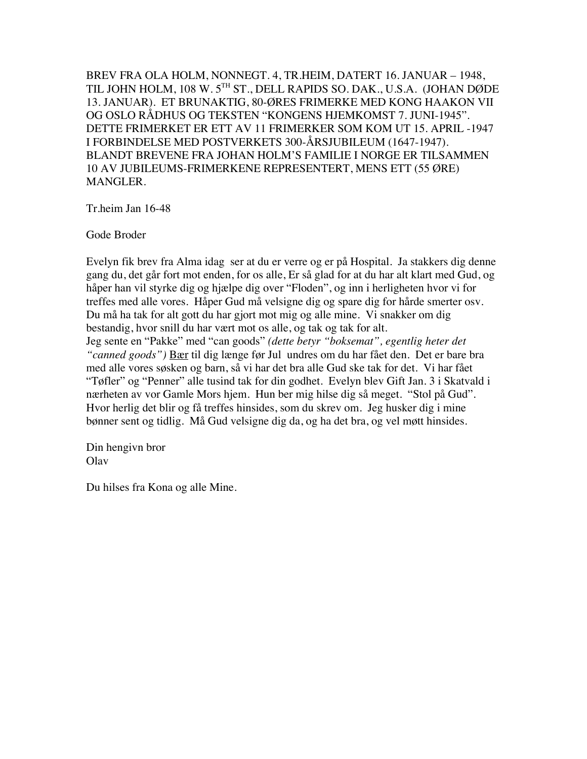BREV FRA OLA HOLM, NONNEGT. 4, TR.HEIM, DATERT 16. JANUAR – 1948, TIL JOHN HOLM, 108 W. 5TH ST., DELL RAPIDS SO. DAK., U.S.A. (JOHAN DØDE 13. JANUAR). ET BRUNAKTIG, 80-ØRES FRIMERKE MED KONG HAAKON VII OG OSLO RÅDHUS OG TEKSTEN "KONGENS HJEMKOMST 7. JUNI-1945". DETTE FRIMERKET ER ETT AV 11 FRIMERKER SOM KOM UT 15. APRIL -1947 I FORBINDELSE MED POSTVERKETS 300-ÅRSJUBILEUM (1647-1947). BLANDT BREVENE FRA JOHAN HOLM'S FAMILIE I NORGE ER TILSAMMEN 10 AV JUBILEUMS-FRIMERKENE REPRESENTERT, MENS ETT (55 ØRE) MANGLER.

Tr.heim Jan 16-48

Gode Broder

Evelyn fik brev fra Alma idag ser at du er verre og er på Hospital. Ja stakkers dig denne gang du, det går fort mot enden, for os alle, Er så glad for at du har alt klart med Gud, og håper han vil styrke dig og hjælpe dig over "Floden", og inn i herligheten hvor vi for treffes med alle vores. Håper Gud må velsigne dig og spare dig for hårde smerter osv. Du må ha tak for alt gott du har gjort mot mig og alle mine. Vi snakker om dig bestandig, hvor snill du har vært mot os alle, og tak og tak for alt.
Jeg sente en "Pakke" med "can goods" *(dette betyr "boksemat", egentlig heter det "canned goods")* <u>Bær</u> til dig længe før Jul undres om du har fået den. Det er bare bra med alle vores søsken og barn, så vi har det bra alle Gud ske tak for det. Vi har fået "Tøfler" og "Penner" alle tusind tak for din godhet. Evelyn blev Gift Jan. 3 i Skatvald i nærheten av vor Gamle Mors hjem. Hun ber mig hilse dig så meget. "Stol på Gud". Hvor herlig det blir og få treffes hinsides, som du skrev om. Jeg husker dig i mine bønner sent og tidlig. Må Gud velsigne dig da, og ha det bra, og vel møtt hinsides.

Din hengivn bror
Olav

Du hilses fra Kona og alle Mine.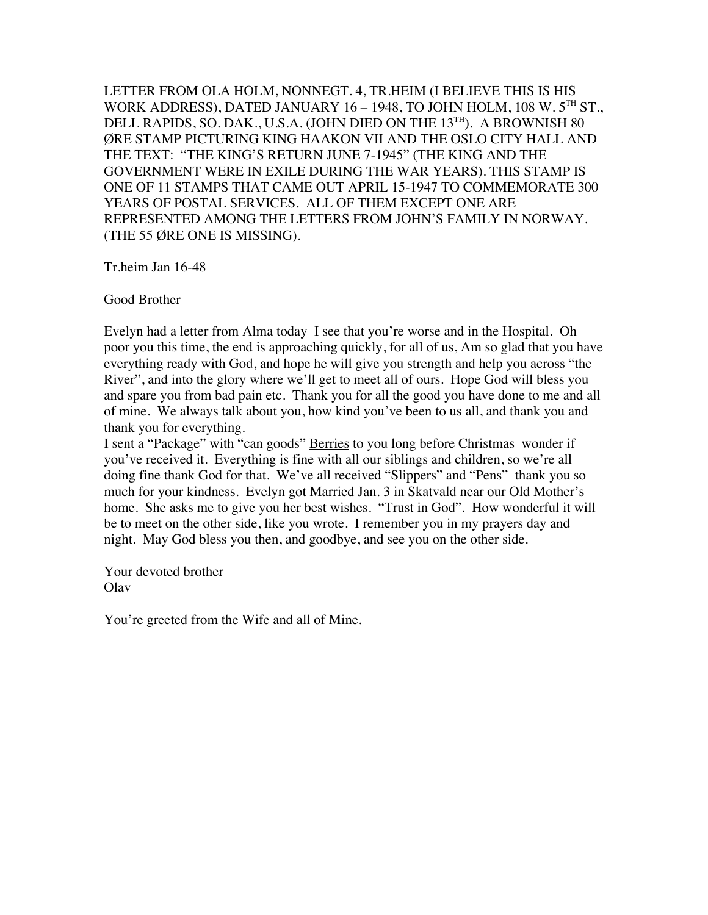LETTER FROM OLA HOLM, NONNEGT. 4, TR.HEIM (I BELIEVE THIS IS HIS WORK ADDRESS), DATED JANUARY 16 – 1948, TO JOHN HOLM, 108 W. 5TH ST., DELL RAPIDS, SO. DAK., U.S.A. (JOHN DIED ON THE 13TH). A BROWNISH 80 ØRE STAMP PICTURING KING HAAKON VII AND THE OSLO CITY HALL AND THE TEXT: "THE KING'S RETURN JUNE 7-1945" (THE KING AND THE GOVERNMENT WERE IN EXILE DURING THE WAR YEARS). THIS STAMP IS ONE OF 11 STAMPS THAT CAME OUT APRIL 15-1947 TO COMMEMORATE 300 YEARS OF POSTAL SERVICES. ALL OF THEM EXCEPT ONE ARE REPRESENTED AMONG THE LETTERS FROM JOHN'S FAMILY IN NORWAY. (THE 55 ØRE ONE IS MISSING).

Tr.heim Jan 16-48

Good Brother

Evelyn had a letter from Alma today I see that you're worse and in the Hospital. Oh poor you this time, the end is approaching quickly, for all of us, Am so glad that you have everything ready with God, and hope he will give you strength and help you across "the River", and into the glory where we'll get to meet all of ours. Hope God will bless you and spare you from bad pain etc. Thank you for all the good you have done to me and all of mine. We always talk about you, how kind you've been to us all, and thank you and thank you for everything.
I sent a "Package" with "can goods" <u>Berries</u> to you long before Christmas wonder if you've received it. Everything is fine with all our siblings and children, so we're all doing fine thank God for that. We've all received "Slippers" and "Pens" thank you so much for your kindness. Evelyn got Married Jan. 3 in Skatvald near our Old Mother's home. She asks me to give you her best wishes. "Trust in God". How wonderful it will be to meet on the other side, like you wrote. I remember you in my prayers day and night. May God bless you then, and goodbye, and see you on the other side.

Your devoted brother
Olav

You're greeted from the Wife and all of Mine.